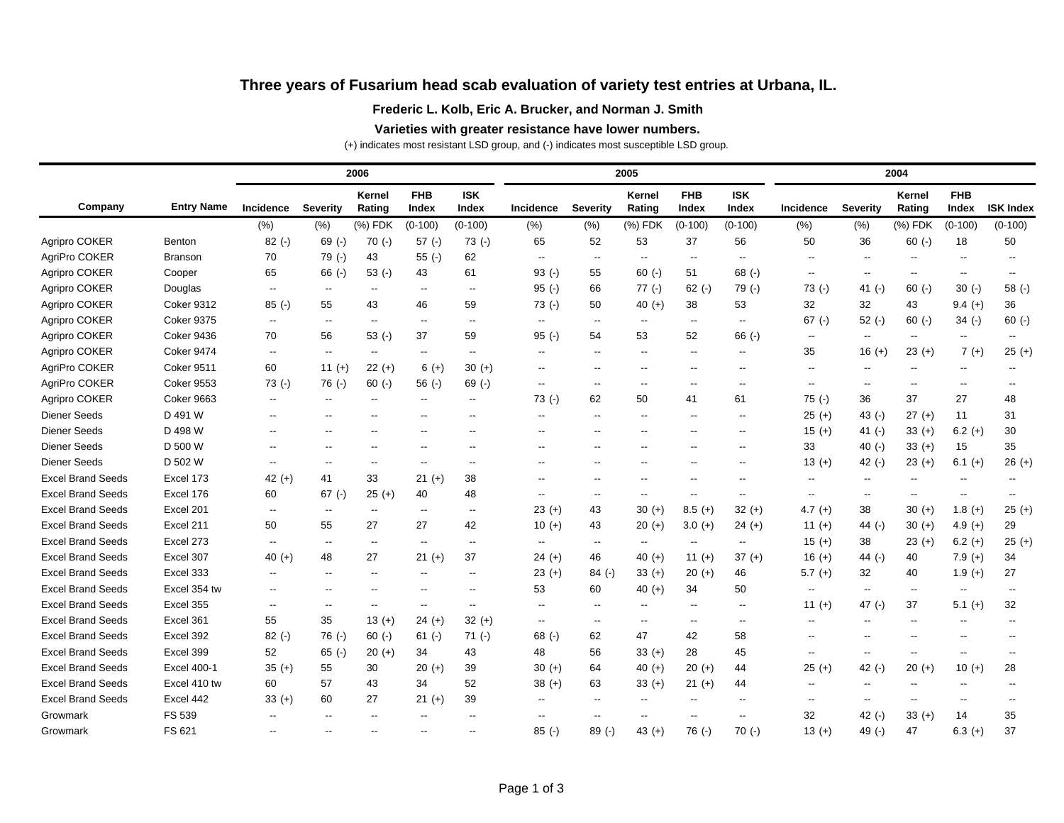# Three years of Fusarium head scab evaluation of variety test entries at Urbana, IL.

**Frederic L. Kolb, Eric A. Brucker, and Norman J. Smith**

**Varieties with greater resistance have lower numbers.**

(+) indicates most resistant LSD group, and (-) indicates most susceptible LSD group.

| | | 2006 | | | | | 2005 | | | | | 2004 | | | | |
|---|---|---|---|---|---|---|---|---|---|---|---|---|---|---|---|---|
| Company | Entry Name | Incidence | Severity | Kernel Rating | FHB Index | ISK Index | Incidence | Severity | Kernel Rating | FHB Index | ISK Index | Incidence | Severity | Kernel Rating | FHB Index | ISK Index |
| | | (%) | (%) | (%) FDK | (0-100) | (0-100) | (%) | (%) | (%) FDK | (0-100) | (0-100) | (%) | (%) | (%) FDK | (0-100) | (0-100) |
| Agripro COKER | Benton | 82 (-) | 69 (-) | 70 (-) | 57 (-) | 73 (-) | 65 | 52 | 53 | 37 | 56 | 50 | 36 | 60 (-) | 18 | 50 |
| AgriPro COKER | Branson | 70 | 79 (-) | 43 | 55 (-) | 62 | -- | -- | -- | -- | -- | -- | -- | -- | -- | -- |
| Agripro COKER | Cooper | 65 | 66 (-) | 53 (-) | 43 | 61 | 93 (-) | 55 | 60 (-) | 51 | 68 (-) | -- | -- | -- | -- | -- |
| Agripro COKER | Douglas | -- | -- | -- | -- | -- | 95 (-) | 66 | 77 (-) | 62 (-) | 79 (-) | 73 (-) | 41 (-) | 60 (-) | 30 (-) | 58 (-) |
| Agripro COKER | Coker 9312 | 85 (-) | 55 | 43 | 46 | 59 | 73 (-) | 50 | 40 (+) | 38 | 53 | 32 | 32 | 43 | 9.4 (+) | 36 |
| Agripro COKER | Coker 9375 | -- | -- | -- | -- | -- | -- | -- | -- | -- | -- | 67 (-) | 52 (-) | 60 (-) | 34 (-) | 60 (-) |
| Agripro COKER | Coker 9436 | 70 | 56 | 53 (-) | 37 | 59 | 95 (-) | 54 | 53 | 52 | 66 (-) | -- | -- | -- | -- | -- |
| Agripro COKER | Coker 9474 | -- | -- | -- | -- | -- | -- | -- | -- | -- | -- | 35 | 16 (+) | 23 (+) | 7 (+) | 25 (+) |
| AgriPro COKER | Coker 9511 | 60 | 11 (+) | 22 (+) | 6 (+) | 30 (+) | -- | -- | -- | -- | -- | -- | -- | -- | -- | -- |
| AgriPro COKER | Coker 9553 | 73 (-) | 76 (-) | 60 (-) | 56 (-) | 69 (-) | -- | -- | -- | -- | -- | -- | -- | -- | -- | -- |
| Agripro COKER | Coker 9663 | -- | -- | -- | -- | -- | 73 (-) | 62 | 50 | 41 | 61 | 75 (-) | 36 | 37 | 27 | 48 |
| Diener Seeds | D 491 W | -- | -- | -- | -- | -- | -- | -- | -- | -- | -- | 25 (+) | 43 (-) | 27 (+) | 11 | 31 |
| Diener Seeds | D 498 W | -- | -- | -- | -- | -- | -- | -- | -- | -- | -- | 15 (+) | 41 (-) | 33 (+) | 6.2 (+) | 30 |
| Diener Seeds | D 500 W | -- | -- | -- | -- | -- | -- | -- | -- | -- | -- | 33 | 40 (-) | 33 (+) | 15 | 35 |
| Diener Seeds | D 502 W | -- | -- | -- | -- | -- | -- | -- | -- | -- | -- | 13 (+) | 42 (-) | 23 (+) | 6.1 (+) | 26 (+) |
| Excel Brand Seeds | Excel 173 | 42 (+) | 41 | 33 | 21 (+) | 38 | -- | -- | -- | -- | -- | -- | -- | -- | -- | -- |
| Excel Brand Seeds | Excel 176 | 60 | 67 (-) | 25 (+) | 40 | 48 | -- | -- | -- | -- | -- | -- | -- | -- | -- | -- |
| Excel Brand Seeds | Excel 201 | -- | -- | -- | -- | -- | 23 (+) | 43 | 30 (+) | 8.5 (+) | 32 (+) | 4.7 (+) | 38 | 30 (+) | 1.8 (+) | 25 (+) |
| Excel Brand Seeds | Excel 211 | 50 | 55 | 27 | 27 | 42 | 10 (+) | 43 | 20 (+) | 3.0 (+) | 24 (+) | 11 (+) | 44 (-) | 30 (+) | 4.9 (+) | 29 |
| Excel Brand Seeds | Excel 273 | -- | -- | -- | -- | -- | -- | -- | -- | -- | -- | 15 (+) | 38 | 23 (+) | 6.2 (+) | 25 (+) |
| Excel Brand Seeds | Excel 307 | 40 (+) | 48 | 27 | 21 (+) | 37 | 24 (+) | 46 | 40 (+) | 11 (+) | 37 (+) | 16 (+) | 44 (-) | 40 | 7.9 (+) | 34 |
| Excel Brand Seeds | Excel 333 | -- | -- | -- | -- | -- | 23 (+) | 84 (-) | 33 (+) | 20 (+) | 46 | 5.7 (+) | 32 | 40 | 1.9 (+) | 27 |
| Excel Brand Seeds | Excel 354 tw | -- | -- | -- | -- | -- | 53 | 60 | 40 (+) | 34 | 50 | -- | -- | -- | -- | -- |
| Excel Brand Seeds | Excel 355 | -- | -- | -- | -- | -- | -- | -- | -- | -- | -- | 11 (+) | 47 (-) | 37 | 5.1 (+) | 32 |
| Excel Brand Seeds | Excel 361 | 55 | 35 | 13 (+) | 24 (+) | 32 (+) | -- | -- | -- | -- | -- | -- | -- | -- | -- | -- |
| Excel Brand Seeds | Excel 392 | 82 (-) | 76 (-) | 60 (-) | 61 (-) | 71 (-) | 68 (-) | 62 | 47 | 42 | 58 | -- | -- | -- | -- | -- |
| Excel Brand Seeds | Excel 399 | 52 | 65 (-) | 20 (+) | 34 | 43 | 48 | 56 | 33 (+) | 28 | 45 | -- | -- | -- | -- | -- |
| Excel Brand Seeds | Excel 400-1 | 35 (+) | 55 | 30 | 20 (+) | 39 | 30 (+) | 64 | 40 (+) | 20 (+) | 44 | 25 (+) | 42 (-) | 20 (+) | 10 (+) | 28 |
| Excel Brand Seeds | Excel 410 tw | 60 | 57 | 43 | 34 | 52 | 38 (+) | 63 | 33 (+) | 21 (+) | 44 | -- | -- | -- | -- | -- |
| Excel Brand Seeds | Excel 442 | 33 (+) | 60 | 27 | 21 (+) | 39 | -- | -- | -- | -- | -- | -- | -- | -- | -- | -- |
| Growmark | FS 539 | -- | -- | -- | -- | -- | -- | -- | -- | -- | -- | 32 | 42 (-) | 33 (+) | 14 | 35 |
| Growmark | FS 621 | -- | -- | -- | -- | -- | 85 (-) | 89 (-) | 43 (+) | 76 (-) | 70 (-) | 13 (+) | 49 (-) | 47 | 6.3 (+) | 37 |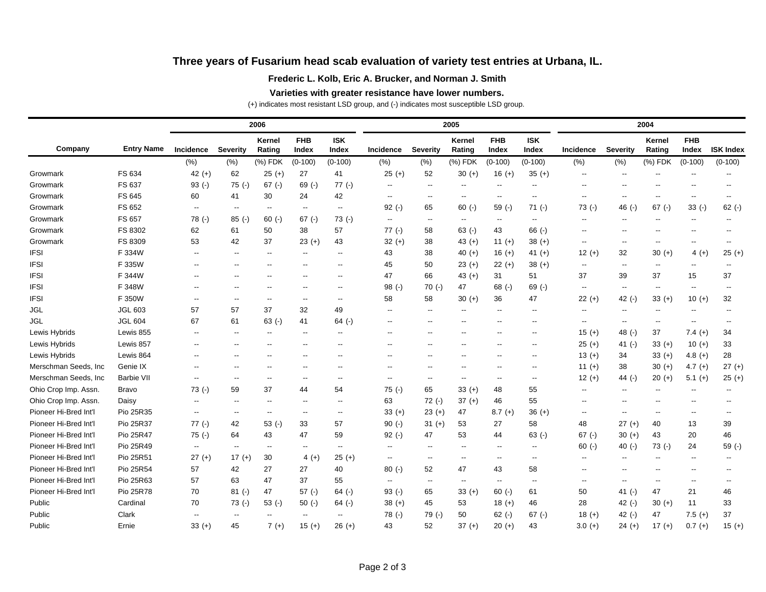## Three years of Fusarium head scab evaluation of variety test entries at Urbana, IL.

**Frederic L. Kolb, Eric A. Brucker, and Norman J. Smith**

**Varieties with greater resistance have lower numbers.**

(+) indicates most resistant LSD group, and (-) indicates most susceptible LSD group.

| | | 2006 | | | | | 2005 | | | | | 2004 | | | | |
|---|---|---|---|---|---|---|---|---|---|---|---|---|---|---|---|---|
| Company | Entry Name | Incidence | Severity | Kernel Rating | FHB Index | ISK Index | Incidence | Severity | Kernel Rating | FHB Index | ISK Index | Incidence | Severity | Kernel Rating | FHB Index | ISK Index |
| | | (%) | (%) | (%) FDK | (0-100) | (0-100) | (%) | (%) | (%) FDK | (0-100) | (0-100) | (%) | (%) | (%) FDK | (0-100) | (0-100) |
| Growmark | FS 634 | 42 (+) | 62 | 25 (+) | 27 | 41 | 25 (+) | 52 | 30 (+) | 16 (+) | 35 (+) | -- | -- | -- | -- | -- |
| Growmark | FS 637 | 93 (-) | 75 (-) | 67 (-) | 69 (-) | 77 (-) | -- | -- | -- | -- | -- | -- | -- | -- | -- | -- |
| Growmark | FS 645 | 60 | 41 | 30 | 24 | 42 | -- | -- | -- | -- | -- | -- | -- | -- | -- | -- |
| Growmark | FS 652 | -- | -- | -- | -- | -- | 92 (-) | 65 | 60 (-) | 59 (-) | 71 (-) | 73 (-) | 46 (-) | 67 (-) | 33 (-) | 62 (-) |
| Growmark | FS 657 | 78 (-) | 85 (-) | 60 (-) | 67 (-) | 73 (-) | -- | -- | -- | -- | -- | -- | -- | -- | -- | -- |
| Growmark | FS 8302 | 62 | 61 | 50 | 38 | 57 | 77 (-) | 58 | 63 (-) | 43 | 66 (-) | -- | -- | -- | -- | -- |
| Growmark | FS 8309 | 53 | 42 | 37 | 23 (+) | 43 | 32 (+) | 38 | 43 (+) | 11 (+) | 38 (+) | -- | -- | -- | -- | -- |
| IFSI | F 334W | -- | -- | -- | -- | -- | 43 | 38 | 40 (+) | 16 (+) | 41 (+) | 12 (+) | 32 | 30 (+) | 4 (+) | 25 (+) |
| IFSI | F 335W | -- | -- | -- | -- | -- | 45 | 50 | 23 (+) | 22 (+) | 38 (+) | -- | -- | -- | -- | -- |
| IFSI | F 344W | -- | -- | -- | -- | -- | 47 | 66 | 43 (+) | 31 | 51 | 37 | 39 | 37 | 15 | 37 |
| IFSI | F 348W | -- | -- | -- | -- | -- | 98 (-) | 70 (-) | 47 | 68 (-) | 69 (-) | -- | -- | -- | -- | -- |
| IFSI | F 350W | -- | -- | -- | -- | -- | 58 | 58 | 30 (+) | 36 | 47 | 22 (+) | 42 (-) | 33 (+) | 10 (+) | 32 |
| JGL | JGL 603 | 57 | 57 | 37 | 32 | 49 | -- | -- | -- | -- | -- | -- | -- | -- | -- | -- |
| JGL | JGL 604 | 67 | 61 | 63 (-) | 41 | 64 (-) | -- | -- | -- | -- | -- | -- | -- | -- | -- | -- |
| Lewis Hybrids | Lewis 855 | -- | -- | -- | -- | -- | -- | -- | -- | -- | -- | 15 (+) | 48 (-) | 37 | 7.4 (+) | 34 |
| Lewis Hybrids | Lewis 857 | -- | -- | -- | -- | -- | -- | -- | -- | -- | -- | 25 (+) | 41 (-) | 33 (+) | 10 (+) | 33 |
| Lewis Hybrids | Lewis 864 | -- | -- | -- | -- | -- | -- | -- | -- | -- | -- | 13 (+) | 34 | 33 (+) | 4.8 (+) | 28 |
| Merschman Seeds, Inc | Genie IX | -- | -- | -- | -- | -- | -- | -- | -- | -- | -- | 11 (+) | 38 | 30 (+) | 4.7 (+) | 27 (+) |
| Merschman Seeds, Inc | Barbie VII | -- | -- | -- | -- | -- | -- | -- | -- | -- | -- | 12 (+) | 44 (-) | 20 (+) | 5.1 (+) | 25 (+) |
| Ohio Crop Imp. Assn. | Bravo | 73 (-) | 59 | 37 | 44 | 54 | 75 (-) | 65 | 33 (+) | 48 | 55 | -- | -- | -- | -- | -- |
| Ohio Crop Imp. Assn. | Daisy | -- | -- | -- | -- | -- | 63 | 72 (-) | 37 (+) | 46 | 55 | -- | -- | -- | -- | -- |
| Pioneer Hi-Bred Int'l | Pio 25R35 | -- | -- | -- | -- | -- | 33 (+) | 23 (+) | 47 | 8.7 (+) | 36 (+) | -- | -- | -- | -- | -- |
| Pioneer Hi-Bred Int'l | Pio 25R37 | 77 (-) | 42 | 53 (-) | 33 | 57 | 90 (-) | 31 (+) | 53 | 27 | 58 | 48 | 27 (+) | 40 | 13 | 39 |
| Pioneer Hi-Bred Int'l | Pio 25R47 | 75 (-) | 64 | 43 | 47 | 59 | 92 (-) | 47 | 53 | 44 | 63 (-) | 67 (-) | 30 (+) | 43 | 20 | 46 |
| Pioneer Hi-Bred Int'l | Pio 25R49 | -- | -- | -- | -- | -- | -- | -- | -- | -- | -- | 60 (-) | 40 (-) | 73 (-) | 24 | 59 (-) |
| Pioneer Hi-Bred Int'l | Pio 25R51 | 27 (+) | 17 (+) | 30 | 4 (+) | 25 (+) | -- | -- | -- | -- | -- | -- | -- | -- | -- | -- |
| Pioneer Hi-Bred Int'l | Pio 25R54 | 57 | 42 | 27 | 27 | 40 | 80 (-) | 52 | 47 | 43 | 58 | -- | -- | -- | -- | -- |
| Pioneer Hi-Bred Int'l | Pio 25R63 | 57 | 63 | 47 | 37 | 55 | -- | -- | -- | -- | -- | -- | -- | -- | -- | -- |
| Pioneer Hi-Bred Int'l | Pio 25R78 | 70 | 81 (-) | 47 | 57 (-) | 64 (-) | 93 (-) | 65 | 33 (+) | 60 (-) | 61 | 50 | 41 (-) | 47 | 21 | 46 |
| Public | Cardinal | 70 | 73 (-) | 53 (-) | 50 (-) | 64 (-) | 38 (+) | 45 | 53 | 18 (+) | 46 | 28 | 42 (-) | 30 (+) | 11 | 33 |
| Public | Clark | -- | -- | -- | -- | -- | 78 (-) | 79 (-) | 50 | 62 (-) | 67 (-) | 18 (+) | 42 (-) | 47 | 7.5 (+) | 37 |
| Public | Ernie | 33 (+) | 45 | 7 (+) | 15 (+) | 26 (+) | 43 | 52 | 37 (+) | 20 (+) | 43 | 3.0 (+) | 24 (+) | 17 (+) | 0.7 (+) | 15 (+) |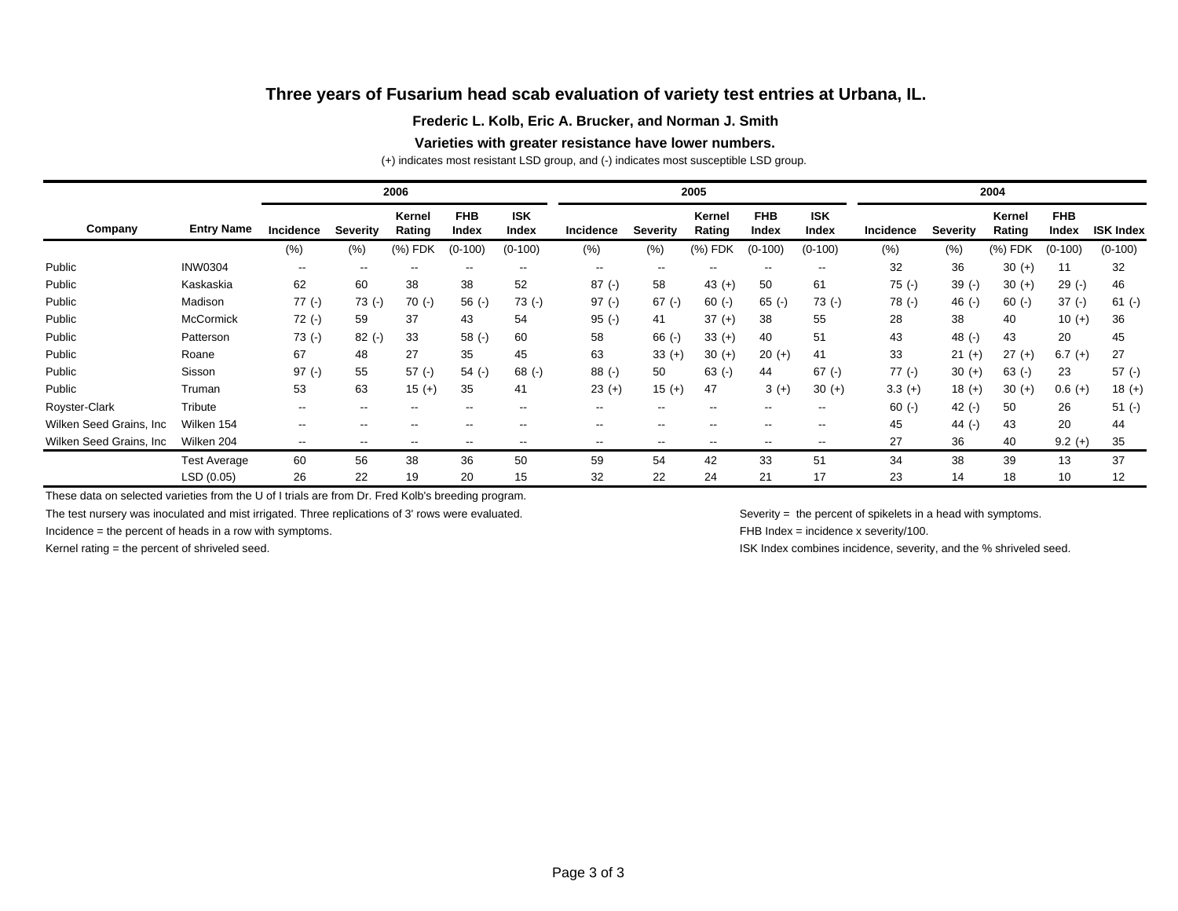# Three years of Fusarium head scab evaluation of variety test entries at Urbana, IL.

**Frederic L. Kolb, Eric A. Brucker, and Norman J. Smith**

**Varieties with greater resistance have lower numbers.**

(+) indicates most resistant LSD group, and (-) indicates most susceptible LSD group.

| | | 2006 | | | | | 2005 | | | | | 2004 | | | | |
|---|---|---|---|---|---|---|---|---|---|---|---|---|---|---|---|---|
| **Company** | **Entry Name** | **Incidence** | **Severity** | **Kernel Rating** | **FHB Index** | **ISK Index** | **Incidence** | **Severity** | **Kernel Rating** | **FHB Index** | **ISK Index** | **Incidence** | **Severity** | **Kernel Rating** | **FHB Index** | **ISK Index** |
| | | (%) | (%) | (%) FDK | (0-100) | (0-100) | (%) | (%) | (%) FDK | (0-100) | (0-100) | (%) | (%) | (%) FDK | (0-100) | (0-100) |
| Public | INW0304 | -- | -- | -- | -- | -- | -- | -- | -- | -- | -- | 32 | 36 | 30 (+) | 11 | 32 |
| Public | Kaskaskia | 62 | 60 | 38 | 38 | 52 | 87 (-) | 58 | 43 (+) | 50 | 61 | 75 (-) | 39 (-) | 30 (+) | 29 (-) | 46 |
| Public | Madison | 77 (-) | 73 (-) | 70 (-) | 56 (-) | 73 (-) | 97 (-) | 67 (-) | 60 (-) | 65 (-) | 73 (-) | 78 (-) | 46 (-) | 60 (-) | 37 (-) | 61 (-) |
| Public | McCormick | 72 (-) | 59 | 37 | 43 | 54 | 95 (-) | 41 | 37 (+) | 38 | 55 | 28 | 38 | 40 | 10 (+) | 36 |
| Public | Patterson | 73 (-) | 82 (-) | 33 | 58 (-) | 60 | 58 | 66 (-) | 33 (+) | 40 | 51 | 43 | 48 (-) | 43 | 20 | 45 |
| Public | Roane | 67 | 48 | 27 | 35 | 45 | 63 | 33 (+) | 30 (+) | 20 (+) | 41 | 33 | 21 (+) | 27 (+) | 6.7 (+) | 27 |
| Public | Sisson | 97 (-) | 55 | 57 (-) | 54 (-) | 68 (-) | 88 (-) | 50 | 63 (-) | 44 | 67 (-) | 77 (-) | 30 (+) | 63 (-) | 23 | 57 (-) |
| Public | Truman | 53 | 63 | 15 (+) | 35 | 41 | 23 (+) | 15 (+) | 47 | 3 (+) | 30 (+) | 3.3 (+) | 18 (+) | 30 (+) | 0.6 (+) | 18 (+) |
| Royster-Clark | Tribute | -- | -- | -- | -- | -- | -- | -- | -- | -- | -- | 60 (-) | 42 (-) | 50 | 26 | 51 (-) |
| Wilken Seed Grains, Inc | Wilken 154 | -- | -- | -- | -- | -- | -- | -- | -- | -- | -- | 45 | 44 (-) | 43 | 20 | 44 |
| Wilken Seed Grains, Inc | Wilken 204 | -- | -- | -- | -- | -- | -- | -- | -- | -- | -- | 27 | 36 | 40 | 9.2 (+) | 35 |
| | Test Average | 60 | 56 | 38 | 36 | 50 | 59 | 54 | 42 | 33 | 51 | 34 | 38 | 39 | 13 | 37 |
| | LSD (0.05) | 26 | 22 | 19 | 20 | 15 | 32 | 22 | 24 | 21 | 17 | 23 | 14 | 18 | 10 | 12 |

These data on selected varieties from the U of I trials are from Dr. Fred Kolb's breeding program.

The test nursery was inoculated and mist irrigated. Three replications of 3' rows were evaluated.

Incidence = the percent of heads in a row with symptoms.

Kernel rating = the percent of shriveled seed.

Severity = the percent of spikelets in a head with symptoms.

FHB Index = incidence x severity/100.

ISK Index combines incidence, severity, and the % shriveled seed.